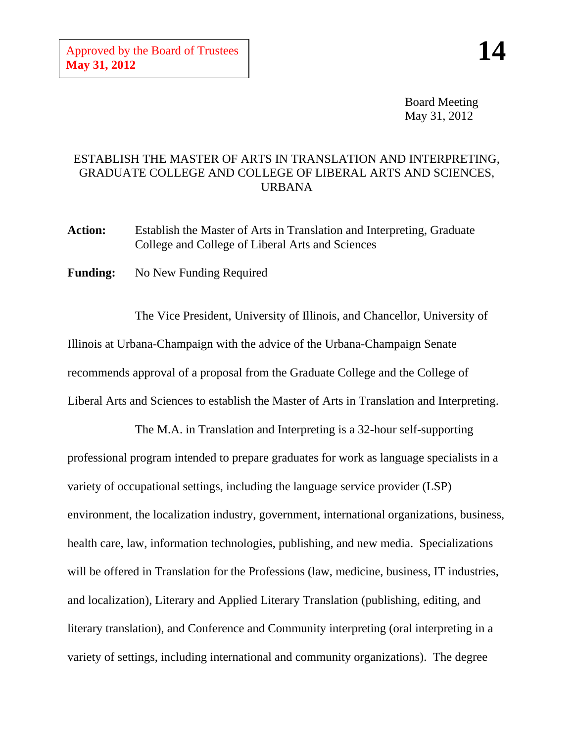Approved by the Board of Trustees
**May 31, 2012**

**14**

Board Meeting
May 31, 2012

# ESTABLISH THE MASTER OF ARTS IN TRANSLATION AND INTERPRETING, GRADUATE COLLEGE AND COLLEGE OF LIBERAL ARTS AND SCIENCES, URBANA

**Action:** Establish the Master of Arts in Translation and Interpreting, Graduate College and College of Liberal Arts and Sciences

**Funding:** No New Funding Required

The Vice President, University of Illinois, and Chancellor, University of Illinois at Urbana-Champaign with the advice of the Urbana-Champaign Senate recommends approval of a proposal from the Graduate College and the College of Liberal Arts and Sciences to establish the Master of Arts in Translation and Interpreting.

The M.A. in Translation and Interpreting is a 32-hour self-supporting professional program intended to prepare graduates for work as language specialists in a variety of occupational settings, including the language service provider (LSP) environment, the localization industry, government, international organizations, business, health care, law, information technologies, publishing, and new media. Specializations will be offered in Translation for the Professions (law, medicine, business, IT industries, and localization), Literary and Applied Literary Translation (publishing, editing, and literary translation), and Conference and Community interpreting (oral interpreting in a variety of settings, including international and community organizations). The degree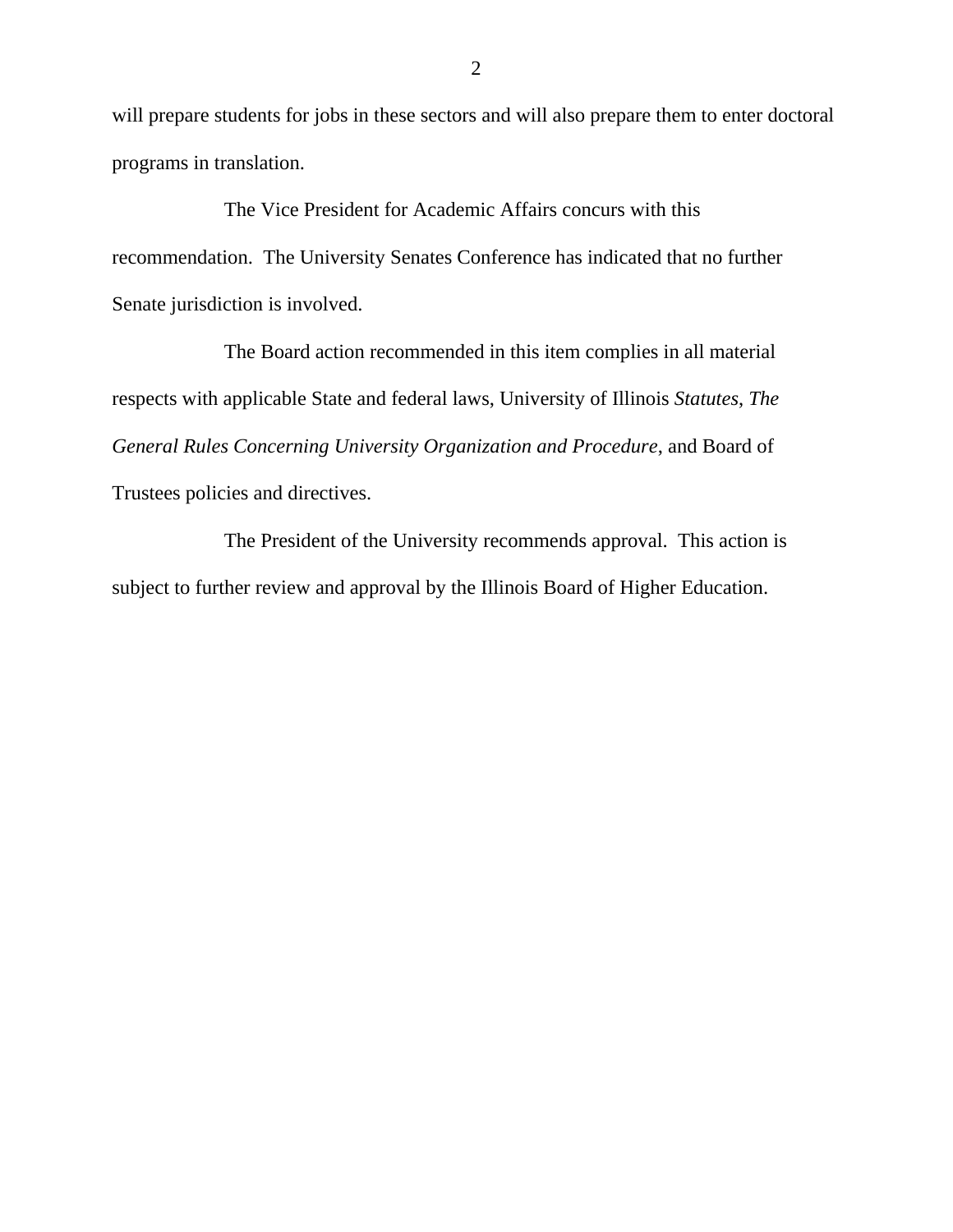will prepare students for jobs in these sectors and will also prepare them to enter doctoral programs in translation.

The Vice President for Academic Affairs concurs with this recommendation. The University Senates Conference has indicated that no further Senate jurisdiction is involved.

The Board action recommended in this item complies in all material respects with applicable State and federal laws, University of Illinois *Statutes*, *The General Rules Concerning University Organization and Procedure*, and Board of Trustees policies and directives.

The President of the University recommends approval. This action is subject to further review and approval by the Illinois Board of Higher Education.